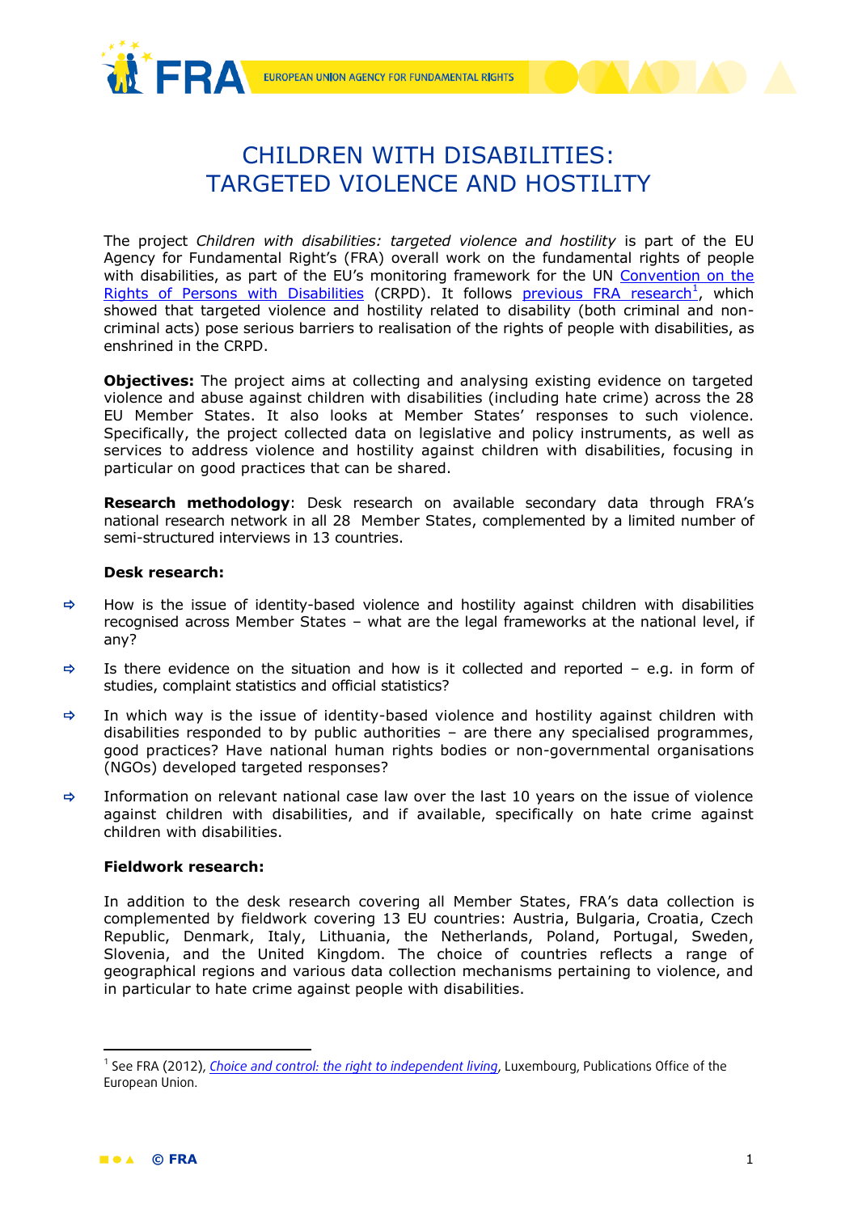# CHILDREN WITH DISABILITIES: TARGETED VIOLENCE AND HOSTILITY

The project *Children with disabilities: targeted violence and hostility* is part of the EU Agency for Fundamental Right's (FRA) overall work on the fundamental rights of people with disabilities, as part of the EU's monitoring framework for the UN Convention on the Rights of Persons with Disabilities (CRPD). It follows previous FRA research[1], which showed that targeted violence and hostility related to disability (both criminal and non-criminal acts) pose serious barriers to realisation of the rights of people with disabilities, as enshrined in the CRPD.

**Objectives:** The project aims at collecting and analysing existing evidence on targeted violence and abuse against children with disabilities (including hate crime) across the 28 EU Member States. It also looks at Member States' responses to such violence. Specifically, the project collected data on legislative and policy instruments, as well as services to address violence and hostility against children with disabilities, focusing in particular on good practices that can be shared.

**Research methodology**: Desk research on available secondary data through FRA's national research network in all 28 Member States, complemented by a limited number of semi-structured interviews in 13 countries.

**Desk research:**

- How is the issue of identity-based violence and hostility against children with disabilities recognised across Member States – what are the legal frameworks at the national level, if any?
- Is there evidence on the situation and how is it collected and reported – e.g. in form of studies, complaint statistics and official statistics?
- In which way is the issue of identity-based violence and hostility against children with disabilities responded to by public authorities – are there any specialised programmes, good practices? Have national human rights bodies or non-governmental organisations (NGOs) developed targeted responses?
- Information on relevant national case law over the last 10 years on the issue of violence against children with disabilities, and if available, specifically on hate crime against children with disabilities.

**Fieldwork research:**

In addition to the desk research covering all Member States, FRA's data collection is complemented by fieldwork covering 13 EU countries: Austria, Bulgaria, Croatia, Czech Republic, Denmark, Italy, Lithuania, the Netherlands, Poland, Portugal, Sweden, Slovenia, and the United Kingdom. The choice of countries reflects a range of geographical regions and various data collection mechanisms pertaining to violence, and in particular to hate crime against people with disabilities.

---

[1] See FRA (2012), *Choice and control: the right to independent living*, Luxembourg, Publications Office of the European Union.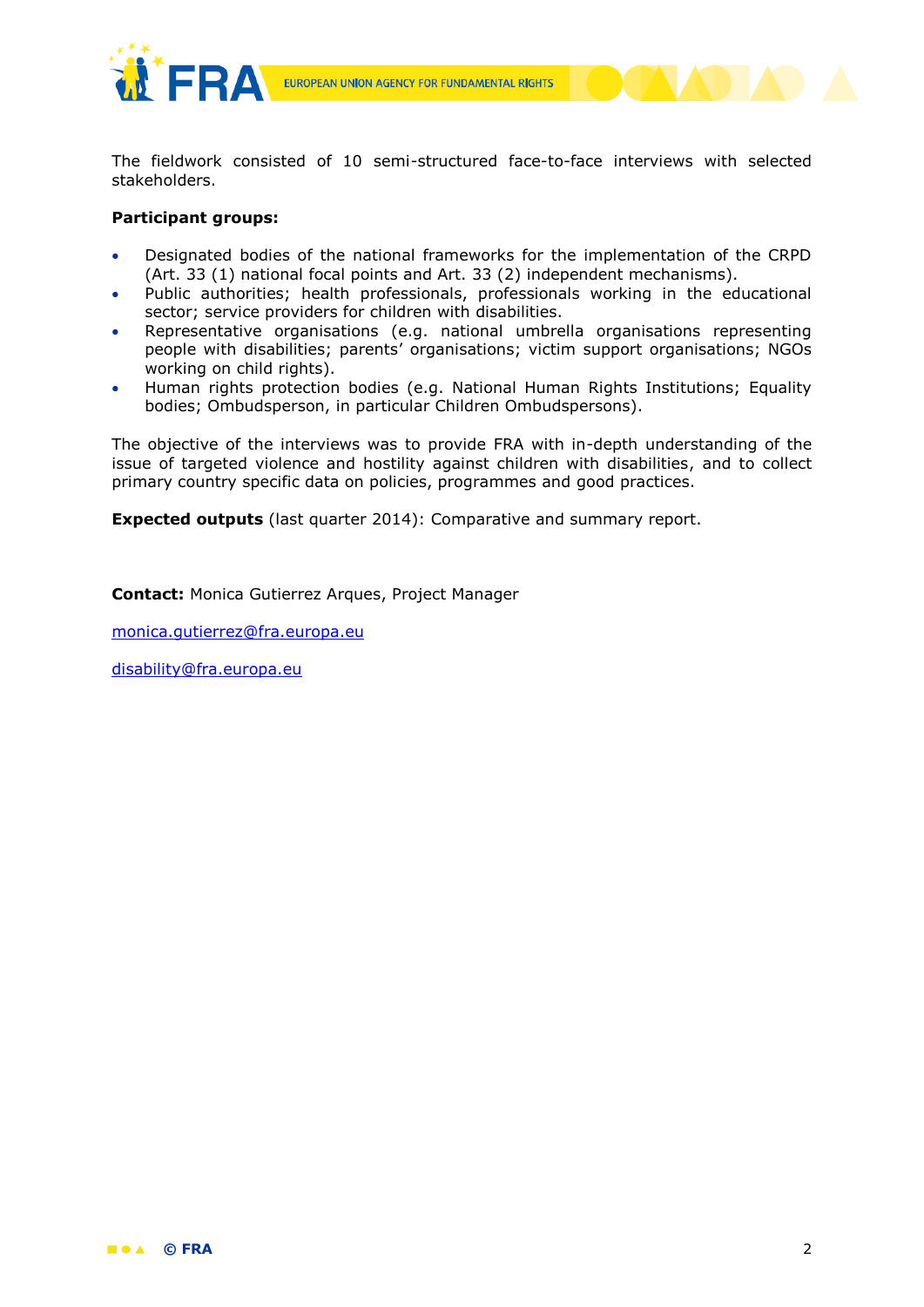The fieldwork consisted of 10 semi-structured face-to-face interviews with selected stakeholders.

**Participant groups:**

- Designated bodies of the national frameworks for the implementation of the CRPD (Art. 33 (1) national focal points and Art. 33 (2) independent mechanisms).
- Public authorities; health professionals, professionals working in the educational sector; service providers for children with disabilities.
- Representative organisations (e.g. national umbrella organisations representing people with disabilities; parents' organisations; victim support organisations; NGOs working on child rights).
- Human rights protection bodies (e.g. National Human Rights Institutions; Equality bodies; Ombudsperson, in particular Children Ombudspersons).

The objective of the interviews was to provide FRA with in-depth understanding of the issue of targeted violence and hostility against children with disabilities, and to collect primary country specific data on policies, programmes and good practices.

**Expected outputs** (last quarter 2014): Comparative and summary report.

**Contact:** Monica Gutierrez Arques, Project Manager

monica.gutierrez@fra.europa.eu

disability@fra.europa.eu